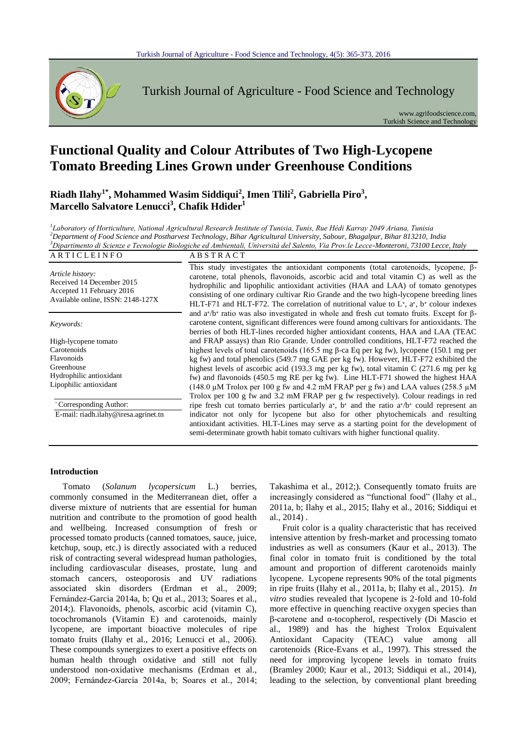# Functional Quality and Colour Attributes of Two High-Lycopene Tomato Breeding Lines Grown under Greenhouse Conditions

**Riadh Ilahy[1*], Mohammed Wasim Siddiqui[2], Imen Tlili[2], Gabriella Piro[3], Marcello Salvatore Lenucci[3], Chafik Hdider[1]**

[1] *Laboratory of Horticulture, National Agricultural Research Institute of Tunisia, Tunis, Rue Hédi Karray 2049 Ariana, Tunisia*
[2] *Department of Food Science and Postharvest Technology, Bihar Agricultural University, Sabour, Bhagalpur, Bihar 813210, India*
[3] *Dipartimento di Scienze e Tecnologie Biologiche ed Ambientali, Università del Salento, Via Prov.le Lecce-Monteroni, 73100 Lecce, Italy*

## ARTICLE INFO

*Article history:*
Received 14 December 2015
Accepted 11 February 2016
Available online, ISSN: 2148-127X

*Keywords:*

High-lycopene tomato
Carotenoids
Flavonoids
Greenhouse
Hydrophilic antioxidant
Lipophilic antioxidant

* Corresponding Author:
E-mail: riadh.ilahy@iresa.agrinet.tn

## ABSTRACT

This study investigates the antioxidant components (total carotenoids, lycopene, β-carotene, total phenols, flavonoids, ascorbic acid and total vitamin C) as well as the hydrophilic and lipophilic antioxidant activities (HAA and LAA) of tomato genotypes consisting of one ordinary cultivar Rio Grande and the two high-lycopene breeding lines HLT-F71 and HLT-F72. The correlation of nutritional value to L*, a*, b* colour indexes and a*/b* ratio was also investigated in whole and fresh cut tomato fruits. Except for β-carotene content, significant differences were found among cultivars for antioxidants. The berries of both HLT-lines recorded higher antioxidant contents, HAA and LAA (TEAC and FRAP assays) than Rio Grande. Under controlled conditions, HLT-F72 reached the highest levels of total carotenoids (165.5 mg β-ca Eq per kg fw), lycopene (150.1 mg per kg fw) and total phenolics (549.7 mg GAE per kg fw). However, HLT-F72 exhibited the highest levels of ascorbic acid (193.3 mg per kg fw), total vitamin C (271.6 mg per kg fw) and flavonoids (450.5 mg RE per kg fw). Line HLT-F71 showed the highest HAA (148.0 μM Trolox per 100 g fw and 4.2 mM FRAP per g fw) and LAA values (258.5 μM Trolox per 100 g fw and 3.2 mM FRAP per g fw respectively). Colour readings in red ripe fresh cut tomato berries particularly a*, b* and the ratio a*/b* could represent an indicator not only for lycopene but also for other phytochemicals and resulting antioxidant activities. HLT-Lines may serve as a starting point for the development of semi-determinate growth habit tomato cultivars with higher functional quality.

## Introduction

Tomato (*Solanum lycopersicum* L.) berries, commonly consumed in the Mediterranean diet, offer a diverse mixture of nutrients that are essential for human nutrition and contribute to the promotion of good health and wellbeing. Increased consumption of fresh or processed tomato products (canned tomatoes, sauce, juice, ketchup, soup, etc.) is directly associated with a reduced risk of contracting several widespread human pathologies, including cardiovascular diseases, prostate, lung and stomach cancers, osteoporosis and UV radiations associated skin disorders (Erdman et al., 2009; Fernández-Garcia 2014a, b; Qu et al., 2013; Soares et al., 2014;). Flavonoids, phenols, ascorbic acid (vitamin C), tocochromanols (Vitamin E) and carotenoids, mainly lycopene, are important bioactive molecules of ripe tomato fruits (Ilahy et al., 2016; Lenucci et al., 2006). These compounds synergizes to exert a positive effects on human health through oxidative and still not fully understood non-oxidative mechanisms (Erdman et al., 2009; Fernández-García 2014a, b; Soares et al., 2014; Takashima et al., 2012;). Consequently tomato fruits are increasingly considered as "functional food" (Ilahy et al., 2011a, b; Ilahy et al., 2015; Ilahy et al., 2016; Siddiqui et al., 2014) .

Fruit color is a quality characteristic that has received intensive attention by fresh-market and processing tomato industries as well as consumers (Kaur et al., 2013). The final color in tomato fruit is conditioned by the total amount and proportion of different carotenoids mainly lycopene. Lycopene represents 90% of the total pigments in ripe fruits (Ilahy et al., 2011a, b; Ilahy et al., 2015). *In vitro* studies revealed that lycopene is 2-fold and 10-fold more effective in quenching reactive oxygen species than β-carotene and α-tocopherol, respectively (Di Mascio et al., 1989) and has the highest Trolox Equivalent Antioxidant Capacity (TEAC) value among all carotenoids (Rice-Evans et al., 1997). This stressed the need for improving lycopene levels in tomato fruits (Bramley 2000; Kaur et al., 2013; Siddiqui et al., 2014), leading to the selection, by conventional plant breeding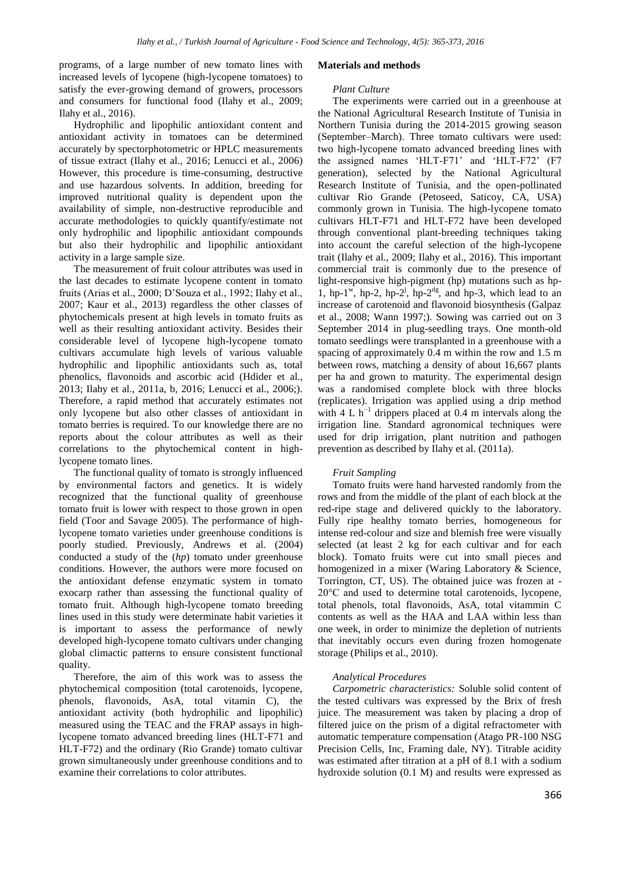programs, of a large number of new tomato lines with increased levels of lycopene (high-lycopene tomatoes) to satisfy the ever-growing demand of growers, processors and consumers for functional food (Ilahy et al., 2009; Ilahy et al., 2016).

Hydrophilic and lipophilic antioxidant content and antioxidant activity in tomatoes can be determined accurately by spectorphotometric or HPLC measurements of tissue extract (Ilahy et al., 2016; Lenucci et al., 2006) However, this procedure is time-consuming, destructive and use hazardous solvents. In addition, breeding for improved nutritional quality is dependent upon the availability of simple, non-destructive reproducible and accurate methodologies to quickly quantify/estimate not only hydrophilic and lipophilic antioxidant compounds but also their hydrophilic and lipophilic antioxidant activity in a large sample size.

The measurement of fruit colour attributes was used in the last decades to estimate lycopene content in tomato fruits (Arias et al., 2000; D'Souza et al., 1992; Ilahy et al., 2007; Kaur et al., 2013) regardless the other classes of phytochemicals present at high levels in tomato fruits as well as their resulting antioxidant activity. Besides their considerable level of lycopene high-lycopene tomato cultivars accumulate high levels of various valuable hydrophilic and lipophilic antioxidants such as, total phenolics, flavonoids and ascorbic acid (Hdider et al., 2013; Ilahy et al., 2011a, b, 2016; Lenucci et al., 2006;). Therefore, a rapid method that accurately estimates not only lycopene but also other classes of antioxidant in tomato berries is required. To our knowledge there are no reports about the colour attributes as well as their correlations to the phytochemical content in high-lycopene tomato lines.

The functional quality of tomato is strongly influenced by environmental factors and genetics. It is widely recognized that the functional quality of greenhouse tomato fruit is lower with respect to those grown in open field (Toor and Savage 2005). The performance of high-lycopene tomato varieties under greenhouse conditions is poorly studied. Previously, Andrews et al. (2004) conducted a study of the (*hp*) tomato under greenhouse conditions. However, the authors were more focused on the antioxidant defense enzymatic system in tomato exocarp rather than assessing the functional quality of tomato fruit. Although high-lycopene tomato breeding lines used in this study were determinate habit varieties it is important to assess the performance of newly developed high-lycopene tomato cultivars under changing global climactic patterns to ensure consistent functional quality.

Therefore, the aim of this work was to assess the phytochemical composition (total carotenoids, lycopene, phenols, flavonoids, AsA, total vitamin C), the antioxidant activity (both hydrophilic and lipophilic) measured using the TEAC and the FRAP assays in high-lycopene tomato advanced breeding lines (HLT-F71 and HLT-F72) and the ordinary (Rio Grande) tomato cultivar grown simultaneously under greenhouse conditions and to examine their correlations to color attributes.

## Materials and methods

### *Plant Culture*

The experiments were carried out in a greenhouse at the National Agricultural Research Institute of Tunisia in Northern Tunisia during the 2014-2015 growing season (September–March). Three tomato cultivars were used: two high-lycopene tomato advanced breeding lines with the assigned names 'HLT-F71' and 'HLT-F72' (F7 generation), selected by the National Agricultural Research Institute of Tunisia, and the open-pollinated cultivar Rio Grande (Petoseed, Saticoy, CA, USA) commonly grown in Tunisia. The high-lycopene tomato cultivars HLT-F71 and HLT-F72 have been developed through conventional plant-breeding techniques taking into account the careful selection of the high-lycopene trait (Ilahy et al., 2009; Ilahy et al., 2016). This important commercial trait is commonly due to the presence of light-responsive high-pigment (hp) mutations such as hp-1, hp-$1^{w}$, hp-2, hp-$2^{j}$, hp-$2^{dg}$, and hp-3, which lead to an increase of carotenoid and flavonoid biosynthesis (Galpaz et al., 2008; Wann 1997;). Sowing was carried out on 3 September 2014 in plug-seedling trays. One month-old tomato seedlings were transplanted in a greenhouse with a spacing of approximately 0.4 m within the row and 1.5 m between rows, matching a density of about 16,667 plants per ha and grown to maturity. The experimental design was a randomised complete block with three blocks (replicates). Irrigation was applied using a drip method with 4 L $h^{-1}$ drippers placed at 0.4 m intervals along the irrigation line. Standard agronomical techniques were used for drip irrigation, plant nutrition and pathogen prevention as described by Ilahy et al. (2011a).

### *Fruit Sampling*

Tomato fruits were hand harvested randomly from the rows and from the middle of the plant of each block at the red-ripe stage and delivered quickly to the laboratory. Fully ripe healthy tomato berries, homogeneous for intense red-colour and size and blemish free were visually selected (at least 2 kg for each cultivar and for each block). Tomato fruits were cut into small pieces and homogenized in a mixer (Waring Laboratory & Science, Torrington, CT, US). The obtained juice was frozen at -20°C and used to determine total carotenoids, lycopene, total phenols, total flavonoids, AsA, total vitammin C contents as well as the HAA and LAA within less than one week, in order to minimize the depletion of nutrients that inevitably occurs even during frozen homogenate storage (Philips et al., 2010).

### *Analytical Procedures*

*Carpometric characteristics:* Soluble solid content of the tested cultivars was expressed by the Brix of fresh juice. The measurement was taken by placing a drop of filtered juice on the prism of a digital refractometer with automatic temperature compensation (Atago PR-100 NSG Precision Cells, Inc, Framing dale, NY). Titrable acidity was estimated after titration at a pH of 8.1 with a sodium hydroxide solution (0.1 M) and results were expressed as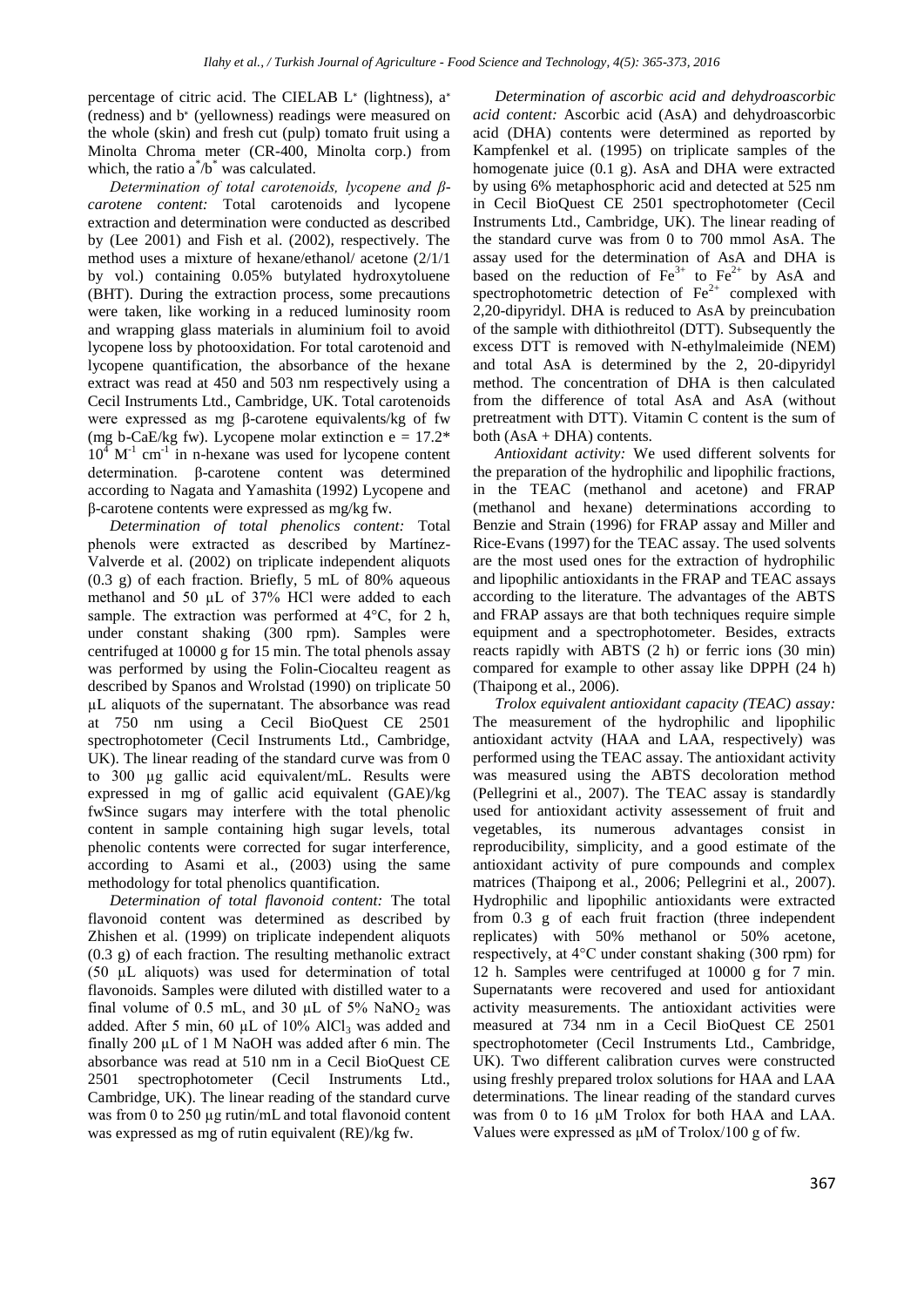percentage of citric acid. The CIELAB L* (lightness), a* (redness) and b* (yellowness) readings were measured on the whole (skin) and fresh cut (pulp) tomato fruit using a Minolta Chroma meter (CR-400, Minolta corp.) from which, the ratio $a^*/b^*$ was calculated.

*Determination of total carotenoids, lycopene and β-carotene content:* Total carotenoids and lycopene extraction and determination were conducted as described by (Lee 2001) and Fish et al. (2002), respectively. The method uses a mixture of hexane/ethanol/ acetone (2/1/1 by vol.) containing 0.05% butylated hydroxytoluene (BHT). During the extraction process, some precautions were taken, like working in a reduced luminosity room and wrapping glass materials in aluminium foil to avoid lycopene loss by photooxidation. For total carotenoid and lycopene quantification, the absorbance of the hexane extract was read at 450 and 503 nm respectively using a Cecil Instruments Ltd., Cambridge, UK. Total carotenoids were expressed as mg β-carotene equivalents/kg of fw (mg b-CaE/kg fw). Lycopene molar extinction $e = 17.2*10^4 M^{-1} cm^{-1}$ in n-hexane was used for lycopene content determination. β-carotene content was determined according to Nagata and Yamashita (1992) Lycopene and β-carotene contents were expressed as mg/kg fw.

*Determination of total phenolics content:* Total phenols were extracted as described by Martínez-Valverde et al. (2002) on triplicate independent aliquots (0.3 g) of each fraction. Briefly, 5 mL of 80% aqueous methanol and 50 µL of 37% HCl were added to each sample. The extraction was performed at 4°C, for 2 h, under constant shaking (300 rpm). Samples were centrifuged at 10000 g for 15 min. The total phenols assay was performed by using the Folin-Ciocalteu reagent as described by Spanos and Wrolstad (1990) on triplicate 50 µL aliquots of the supernatant. The absorbance was read at 750 nm using a Cecil BioQuest CE 2501 spectrophotometer (Cecil Instruments Ltd., Cambridge, UK). The linear reading of the standard curve was from 0 to 300 µg gallic acid equivalent/mL. Results were expressed in mg of gallic acid equivalent (GAE)/kg fwSince sugars may interfere with the total phenolic content in sample containing high sugar levels, total phenolic contents were corrected for sugar interference, according to Asami et al., (2003) using the same methodology for total phenolics quantification.

*Determination of total flavonoid content:* The total flavonoid content was determined as described by Zhishen et al. (1999) on triplicate independent aliquots (0.3 g) of each fraction. The resulting methanolic extract (50 µL aliquots) was used for determination of total flavonoids. Samples were diluted with distilled water to a final volume of 0.5 mL, and 30 µL of 5% $NaNO_2$ was added. After 5 min, 60 µL of 10% $AlCl_3$ was added and finally 200 µL of 1 M NaOH was added after 6 min. The absorbance was read at 510 nm in a Cecil BioQuest CE 2501 spectrophotometer (Cecil Instruments Ltd., Cambridge, UK). The linear reading of the standard curve was from 0 to 250 µg rutin/mL and total flavonoid content was expressed as mg of rutin equivalent (RE)/kg fw.

*Determination of ascorbic acid and dehydroascorbic acid content:* Ascorbic acid (AsA) and dehydroascorbic acid (DHA) contents were determined as reported by Kampfenkel et al. (1995) on triplicate samples of the homogenate juice (0.1 g). AsA and DHA were extracted by using 6% metaphosphoric acid and detected at 525 nm in Cecil BioQuest CE 2501 spectrophotometer (Cecil Instruments Ltd., Cambridge, UK). The linear reading of the standard curve was from 0 to 700 mmol AsA. The assay used for the determination of AsA and DHA is based on the reduction of $Fe^{3+}$ to $Fe^{2+}$ by AsA and spectrophotometric detection of $Fe^{2+}$ complexed with 2,20-dipyridyl. DHA is reduced to AsA by preincubation of the sample with dithiothreitol (DTT). Subsequently the excess DTT is removed with N-ethylmaleimide (NEM) and total AsA is determined by the 2, 20-dipyridyl method. The concentration of DHA is then calculated from the difference of total AsA and AsA (without pretreatment with DTT). Vitamin C content is the sum of both (AsA + DHA) contents.

*Antioxidant activity:* We used different solvents for the preparation of the hydrophilic and lipophilic fractions, in the TEAC (methanol and acetone) and FRAP (methanol and hexane) determinations according to Benzie and Strain (1996) for FRAP assay and Miller and Rice-Evans (1997) for the TEAC assay. The used solvents are the most used ones for the extraction of hydrophilic and lipophilic antioxidants in the FRAP and TEAC assays according to the literature. The advantages of the ABTS and FRAP assays are that both techniques require simple equipment and a spectrophotometer. Besides, extracts reacts rapidly with ABTS (2 h) or ferric ions (30 min) compared for example to other assay like DPPH (24 h) (Thaipong et al., 2006).

*Trolox equivalent antioxidant capacity (TEAC) assay:* The measurement of the hydrophilic and lipophilic antioxidant actvity (HAA and LAA, respectively) was performed using the TEAC assay. The antioxidant activity was measured using the ABTS decoloration method (Pellegrini et al., 2007). The TEAC assay is standardly used for antioxidant activity assessement of fruit and vegetables, its numerous advantages consist in reproducibility, simplicity, and a good estimate of the antioxidant activity of pure compounds and complex matrices (Thaipong et al., 2006; Pellegrini et al., 2007). Hydrophilic and lipophilic antioxidants were extracted from 0.3 g of each fruit fraction (three independent replicates) with 50% methanol or 50% acetone, respectively, at 4°C under constant shaking (300 rpm) for 12 h. Samples were centrifuged at 10000 g for 7 min. Supernatants were recovered and used for antioxidant activity measurements. The antioxidant activities were measured at 734 nm in a Cecil BioQuest CE 2501 spectrophotometer (Cecil Instruments Ltd., Cambridge, UK). Two different calibration curves were constructed using freshly prepared trolox solutions for HAA and LAA determinations. The linear reading of the standard curves was from 0 to 16 µM Trolox for both HAA and LAA. Values were expressed as µM of Trolox/100 g of fw.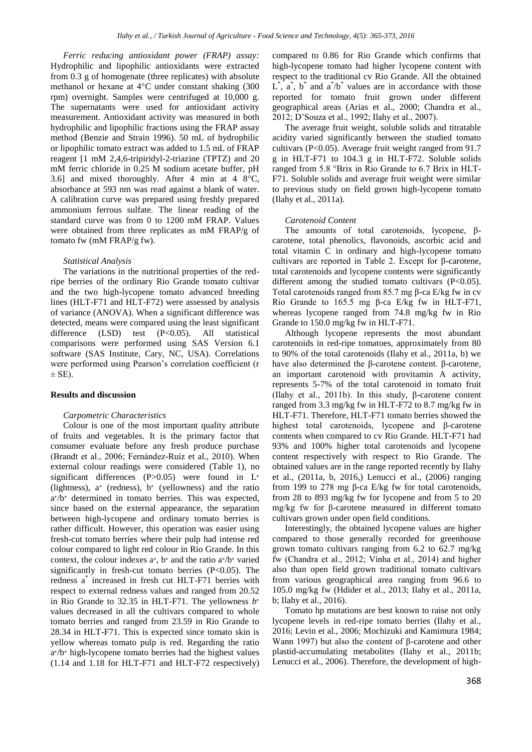*Ferric reducing antioxidant power (FRAP) assay:* Hydrophilic and lipophilic antioxidants were extracted from 0.3 g of homogenate (three replicates) with absolute methanol or hexane at 4°C under constant shaking (300 rpm) overnight. Samples were centrifuged at 10,000 g. The supernatants were used for antioxidant activity measurement. Antioxidant activity was measured in both hydrophilic and lipophilic fractions using the FRAP assay method (Benzie and Strain 1996). 50 mL of hydrophilic or lipophilic tomato extract was added to 1.5 mL of FRAP reagent [1 mM 2,4,6-tripiridyl-2-triazine (TPTZ) and 20 mM ferric chloride in 0.25 M sodium acetate buffer, pH 3.6] and mixed thoroughly. After 4 min at 4 8°C, absorbance at 593 nm was read against a blank of water. A calibration curve was prepared using freshly prepared ammonium ferrous sulfate. The linear reading of the standard curve was from 0 to 1200 mM FRAP. Values were obtained from three replicates as mM FRAP/g of tomato fw (mM FRAP/g fw).

*Statistical Analysis*

The variations in the nutritional properties of the red-ripe berries of the ordinary Rio Grande tomato cultivar and the two high-lycopene tomato advanced breeding lines (HLT-F71 and HLT-F72) were assessed by analysis of variance (ANOVA). When a significant difference was detected, means were compared using the least significant difference (LSD) test ($P<0.05$). All statistical comparisons were performed using SAS Version 6.1 software (SAS Institute, Cary, NC, USA). Correlations were performed using Pearson's correlation coefficient ($r \pm SE$).

## Results and discussion

*Carpometric Characteristics*

Colour is one of the most important quality attribute of fruits and vegetables. It is the primary factor that consumer evaluate before any fresh produce purchase (Brandt et al., 2006; Fernàndez-Ruiz et al., 2010). When external colour readings were considered (Table 1), no significant differences ($P>0.05$) were found in $L^*$ (lightness), $a^*$ (redness), $b^*$ (yellowness) and the ratio $a^*/b^*$ determined in tomato berries. This was expected, since based on the external appearance, the separation between high-lycopene and ordinary tomato berries is rather difficult. However, this operation was easier using fresh-cut tomato berries where their pulp had intense red colour compared to light red colour in Rio Grande. In this context, the colour indexes $a^*$, $b^*$ and the ratio $a^*/b^*$ varied significantly in fresh-cut tomato berries ($P<0.05$). The redness $a^*$ increased in fresh cut HLT-F71 berries with respect to external redness values and ranged from 20.52 in Rio Grande to 32.35 in HLT-F71. The yellowness $b^*$ values decreased in all the cultivars compared to whole tomato berries and ranged from 23.59 in Rio Grande to 28.34 in HLT-F71. This is expected since tomato skin is yellow whereas tomato pulp is red. Regarding the ratio $a^*/b^*$ high-lycopene tomato berries had the highest values (1.14 and 1.18 for HLT-F71 and HLT-F72 respectively) compared to 0.86 for Rio Grande which confirms that high-lycopene tomato had higher lycopene content with respect to the traditional cv Rio Grande. All the obtained $L^*$, $a^*$, $b^*$ and $a^*/b^*$ values are in accordance with those reported for tomato fruit grown under different geographical areas (Arias et al., 2000; Chandra et al., 2012; D'Souza et al., 1992; Ilahy et al., 2007).

The average fruit weight, soluble solids and titratable acidity varied significantly between the studied tomato cultivars ($P<0.05$). Average fruit weight ranged from 91.7 g in HLT-F71 to 104.3 g in HLT-F72. Soluble solids ranged from 5.8 °Brix in Rio Grande to 6.7 Brix in HLT-F71. Soluble solids and average fruit weight were similar to previous study on field grown high-lycopene tomato (Ilahy et al., 2011a).

*Carotenoid Content*

The amounts of total carotenoids, lycopene, β-carotene, total phenolics, flavonoids, ascorbic acid and total vitamin C in ordinary and high-lycopene tomato cultivars are reported in Table 2. Except for β-carotene, total carotenoids and lycopene contents were significantly different among the studied tomato cultivars ($P<0.05$). Total carotenoids ranged from 85.7 mg β-ca E/kg fw in cv Rio Grande to 165.5 mg β-ca E/kg fw in HLT-F71, whereas lycopene ranged from 74.8 mg/kg fw in Rio Grande to 150.0 mg/kg fw in HLT-F71.

Although lycopene represents the most abundant carotenoids in red-ripe tomatoes, approximately from 80 to 90% of the total carotenoids (Ilahy et al., 2011a, b) we have also determined the β-carotene content. β-carotene, an important carotenoid with provitamin A activity, represents 5-7% of the total carotenoid in tomato fruit (Ilahy et al., 2011b). In this study, β-carotene content ranged from 3.3 mg/kg fw in HLT-F72 to 8.7 mg/kg fw in HLT-F71. Therefore, HLT-F71 tomato berries showed the highest total carotenoids, lycopene and β-carotene contents when compared to cv Rio Grande. HLT-F71 had 93% and 100% higher total carotenoids and lycopene content respectively with respect to Rio Grande. The obtained values are in the range reported recently by Ilahy et al., (2011a, b, 2016,) Lenucci et al., (2006) ranging from 199 to 278 mg β-ca E/kg fw for total carotenoids, from 28 to 893 mg/kg fw for lycopene and from 5 to 20 mg/kg fw for β-carotene measured in different tomato cultivars grown under open field conditions.

Interestingly, the obtained lycopene values are higher compared to those generally recorded for greenhouse grown tomato cultivars ranging from 6.2 to 62.7 mg/kg fw (Chandra et al., 2012; Vinha et al., 2014) and higher also than open field grown traditional tomato cultivars from various geographical area ranging from 96.6 to 105.0 mg/kg fw (Hdider et al., 2013; Ilahy et al., 2011a, b; Ilahy et al., 2016).

Tomato hp mutations are best known to raise not only lycopene levels in red-ripe tomato berries (Ilahy et al., 2016; Levin et al., 2006; Mochizuki and Kamimura 1984; Wann 1997) but also the content of β-carotene and other plastid-accumulating metabolites (Ilahy et al., 2011b; Lenucci et al., 2006). Therefore, the development of high-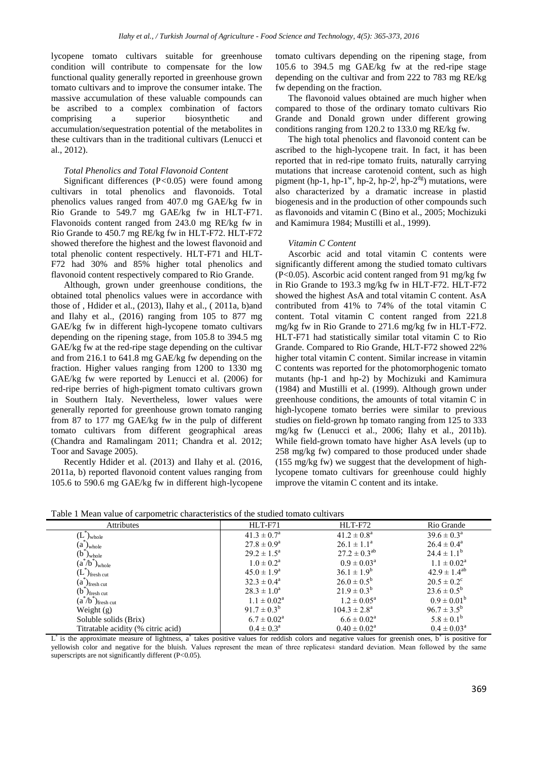lycopene tomato cultivars suitable for greenhouse condition will contribute to compensate for the low functional quality generally reported in greenhouse grown tomato cultivars and to improve the consumer intake. The massive accumulation of these valuable compounds can be ascribed to a complex combination of factors comprising a superior biosynthetic and accumulation/sequestration potential of the metabolites in these cultivars than in the traditional cultivars (Lenucci et al., 2012).

### *Total Phenolics and Total Flavonoid Content*

Significant differences ($P<0.05$) were found among cultivars in total phenolics and flavonoids. Total phenolics values ranged from 407.0 mg GAE/kg fw in Rio Grande to 549.7 mg GAE/kg fw in HLT-F71. Flavonoids content ranged from 243.0 mg RE/kg fw in Rio Grande to 450.7 mg RE/kg fw in HLT-F72. HLT-F72 showed therefore the highest and the lowest flavonoid and total phenolic content respectively. HLT-F71 and HLT-F72 had 30% and 85% higher total phenolics and flavonoid content respectively compared to Rio Grande.

Although, grown under greenhouse conditions, the obtained total phenolics values were in accordance with those of , Hdider et al., (2013), Ilahy et al., ( 2011a, b)and and Ilahy et al., (2016) ranging from 105 to 877 mg GAE/kg fw in different high-lycopene tomato cultivars depending on the ripening stage, from 105.8 to 394.5 mg GAE/kg fw at the red-ripe stage depending on the cultivar and from 216.1 to 641.8 mg GAE/kg fw depending on the fraction. Higher values ranging from 1200 to 1330 mg GAE/kg fw were reported by Lenucci et al. (2006) for red-ripe berries of high-pigment tomato cultivars grown in Southern Italy. Nevertheless, lower values were generally reported for greenhouse grown tomato ranging from 87 to 177 mg GAE/kg fw in the pulp of different tomato cultivars from different geographical areas (Chandra and Ramalingam 2011; Chandra et al. 2012; Toor and Savage 2005).

Recently Hdider et al. (2013) and Ilahy et al. (2016, 2011a, b) reported flavonoid content values ranging from 105.6 to 590.6 mg GAE/kg fw in different high-lycopene tomato cultivars depending on the ripening stage, from 105.6 to 394.5 mg GAE/kg fw at the red-ripe stage depending on the cultivar and from 222 to 783 mg RE/kg fw depending on the fraction.

The flavonoid values obtained are much higher when compared to those of the ordinary tomato cultivars Rio Grande and Donald grown under different growing conditions ranging from 120.2 to 133.0 mg RE/kg fw.

The high total phenolics and flavonoid content can be ascribed to the high-lycopene trait. In fact, it has been reported that in red-ripe tomato fruits, naturally carrying mutations that increase carotenoid content, such as high pigment (hp-1, hp-$1^{w}$, hp-2, hp-$2^{j}$, hp-$2^{dg}$) mutations, were also characterized by a dramatic increase in plastid biogenesis and in the production of other compounds such as flavonoids and vitamin C (Bino et al., 2005; Mochizuki and Kamimura 1984; Mustilli et al., 1999).

### *Vitamin C Content*

Ascorbic acid and total vitamin C contents were significantly different among the studied tomato cultivars ($P<0.05$). Ascorbic acid content ranged from 91 mg/kg fw in Rio Grande to 193.3 mg/kg fw in HLT-F72. HLT-F72 showed the highest AsA and total vitamin C content. AsA contributed from 41% to 74% of the total vitamin C content. Total vitamin C content ranged from 221.8 mg/kg fw in Rio Grande to 271.6 mg/kg fw in HLT-F72. HLT-F71 had statistically similar total vitamin C to Rio Grande. Compared to Rio Grande, HLT-F72 showed 22% higher total vitamin C content. Similar increase in vitamin C contents was reported for the photomorphogenic tomato mutants (hp-1 and hp-2) by Mochizuki and Kamimura (1984) and Mustilli et al. (1999). Although grown under greenhouse conditions, the amounts of total vitamin C in high-lycopene tomato berries were similar to previous studies on field-grown hp tomato ranging from 125 to 333 mg/kg fw (Lenucci et al., 2006; Ilahy et al., 2011b). While field-grown tomato have higher AsA levels (up to 258 mg/kg fw) compared to those produced under shade (155 mg/kg fw) we suggest that the development of high-lycopene tomato cultivars for greenhouse could highly improve the vitamin C content and its intake.

Table 1 Mean value of carpometric characteristics of the studied tomato cultivars

| Attributes | HLT-F71 | HLT-F72 | Rio Grande |
|---|---|---|---|
| $(L^*)_{whole}$ | $41.3 \pm 0.7^{a}$ | $41.2 \pm 0.8^{a}$ | $39.6 \pm 0.3^{a}$ |
| $(a^*)_{whole}$ | $27.8 \pm 0.9^{a}$ | $26.1 \pm 1.1^{a}$ | $26.4 \pm 0.4^{a}$ |
| $(b^*)_{whole}$ | $29.2 \pm 1.5^{a}$ | $27.2 \pm 0.3^{ab}$ | $24.4 \pm 1.1^{b}$ |
| $(a^*/b^*)_{whole}$ | $1.0 \pm 0.2^{a}$ | $0.9 \pm 0.03^{a}$ | $1.1 \pm 0.02^{a}$ |
| $(L^*)_{fresh\ cut}$ | $45.0 \pm 1.9^{a}$ | $36.1 \pm 1.9^{b}$ | $42.9 \pm 1.4^{ab}$ |
| $(a^*)_{fresh\ cut}$ | $32.3 \pm 0.4^{a}$ | $26.0 \pm 0.5^{b}$ | $20.5 \pm 0.2^{c}$ |
| $(b^*)_{fresh\ cut}$ | $28.3 \pm 1.0^{a}$ | $21.9 \pm 0.3^{b}$ | $23.6 \pm 0.5^{b}$ |
| $(a^*/b^*)_{fresh\ cut}$ | $1.1 \pm 0.02^{a}$ | $1.2 \pm 0.05^{a}$ | $0.9 \pm 0.01^{b}$ |
| Weight (g) | $91.7 \pm 0.3^{b}$ | $104.3 \pm 2.8^{a}$ | $96.7 \pm 3.5^{b}$ |
| Soluble solids (Brix) | $6.7 \pm 0.02^{a}$ | $6.6 \pm 0.02^{a}$ | $5.8 \pm 0.1^{b}$ |
| Titratable acidity (% citric acid) | $0.4 \pm 0.3^{a}$ | $0.40 \pm 0.02^{a}$ | $0.4 \pm 0.03^{a}$ |

$L^*$ is the approximate measure of lightness, $a^*$ takes positive values for reddish colors and negative values for greenish ones, $b^*$ is positive for yellowish color and negative for the bluish. Values represent the mean of three replicates± standard deviation. Mean followed by the same superscripts are not significantly different ($P<0.05$).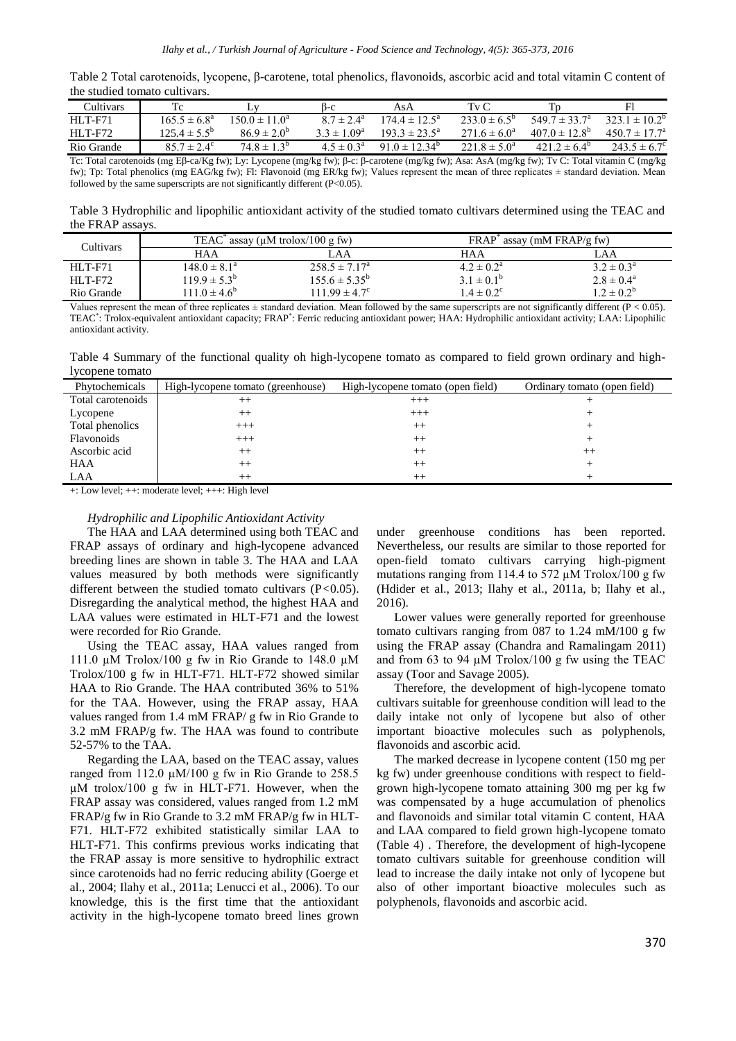Table 2 Total carotenoids, lycopene, β-carotene, total phenolics, flavonoids, ascorbic acid and total vitamin C content of the studied tomato cultivars.

| Cultivars | Tc | Ly | β-c | AsA | Tv C | Tp | Fl |
|---|---|---|---|---|---|---|---|
| HLT-F71 | $165.5 \pm 6.8^{a}$ | $150.0 \pm 11.0^{a}$ | $8.7 \pm 2.4^{a}$ | $174.4 \pm 12.5^{a}$ | $233.0 \pm 6.5^{b}$ | $549.7 \pm 33.7^{a}$ | $323.1 \pm 10.2^{b}$ |
| HLT-F72 | $125.4 \pm 5.5^{b}$ | $86.9 \pm 2.0^{b}$ | $3.3 \pm 1.09^{a}$ | $193.3 \pm 23.5^{a}$ | $271.6 \pm 6.0^{a}$ | $407.0 \pm 12.8^{b}$ | $450.7 \pm 17.7^{a}$ |
| Rio Grande | $85.7 \pm 2.4^{c}$ | $74.8 \pm 1.3^{b}$ | $4.5 \pm 0.3^{a}$ | $91.0 \pm 12.34^{b}$ | $221.8 \pm 5.0^{a}$ | $421.2 \pm 6.4^{b}$ | $243.5 \pm 6.7^{c}$ |

Tc: Total carotenoids (mg Eβ-ca/Kg fw); Ly: Lycopene (mg/kg fw); β-c: β-carotene (mg/kg fw); Asa: AsA (mg/kg fw); Tv C: Total vitamin C (mg/kg fw); Tp: Total phenolics (mg EAG/kg fw); Fl: Flavonoid (mg ER/kg fw); Values represent the mean of three replicates ± standard deviation. Mean followed by the same superscripts are not significantly different (P<0.05).

Table 3 Hydrophilic and lipophilic antioxidant activity of the studied tomato cultivars determined using the TEAC and the FRAP assays.

| Cultivars | TEAC* assay (μM trolox/100 g fw) | | FRAP* assay (mM FRAP/g fw) | |
|---|---|---|---|---|
| | HAA | LAA | HAA | LAA |
| HLT-F71 | $148.0 \pm 8.1^{a}$ | $258.5 \pm 7.17^{a}$ | $4.2 \pm 0.2^{a}$ | $3.2 \pm 0.3^{a}$ |
| HLT-F72 | $119.9 \pm 5.3^{b}$ | $155.6 \pm 5.35^{b}$ | $3.1 \pm 0.1^{b}$ | $2.8 \pm 0.4^{a}$ |
| Rio Grande | $111.0 \pm 4.6^{b}$ | $111.99 \pm 4.7^{c}$ | $1.4 \pm 0.2^{c}$ | $1.2 \pm 0.2^{b}$ |

Values represent the mean of three replicates ± standard deviation. Mean followed by the same superscripts are not significantly different (P < 0.05). TEAC*: Trolox-equivalent antioxidant capacity; FRAP*: Ferric reducing antioxidant power; HAA: Hydrophilic antioxidant activity; LAA: Lipophilic antioxidant activity.

Table 4 Summary of the functional quality oh high-lycopene tomato as compared to field grown ordinary and high-lycopene tomato

| Phytochemicals | High-lycopene tomato (greenhouse) | High-lycopene tomato (open field) | Ordinary tomato (open field) |
|---|---|---|---|
| Total carotenoids | ++ | +++ | + |
| Lycopene | ++ | +++ | + |
| Total phenolics | +++ | ++ | + |
| Flavonoids | +++ | ++ | + |
| Ascorbic acid | ++ | ++ | ++ |
| HAA | ++ | ++ | + |
| LAA | ++ | ++ | + |

+: Low level; ++: moderate level; +++: High level

### *Hydrophilic and Lipophilic Antioxidant Activity*

The HAA and LAA determined using both TEAC and FRAP assays of ordinary and high-lycopene advanced breeding lines are shown in table 3. The HAA and LAA values measured by both methods were significantly different between the studied tomato cultivars ($P<0.05$). Disregarding the analytical method, the highest HAA and LAA values were estimated in HLT-F71 and the lowest were recorded for Rio Grande.

Using the TEAC assay, HAA values ranged from 111.0 μM Trolox/100 g fw in Rio Grande to 148.0 μM Trolox/100 g fw in HLT-F71. HLT-F72 showed similar HAA to Rio Grande. The HAA contributed 36% to 51% for the TAA. However, using the FRAP assay, HAA values ranged from 1.4 mM FRAP/ g fw in Rio Grande to 3.2 mM FRAP/g fw. The HAA was found to contribute 52-57% to the TAA.

Regarding the LAA, based on the TEAC assay, values ranged from 112.0 μM/100 g fw in Rio Grande to 258.5 μM trolox/100 g fw in HLT-F71. However, when the FRAP assay was considered, values ranged from 1.2 mM FRAP/g fw in Rio Grande to 3.2 mM FRAP/g fw in HLT-F71. HLT-F72 exhibited statistically similar LAA to HLT-F71. This confirms previous works indicating that the FRAP assay is more sensitive to hydrophilic extract since carotenoids had no ferric reducing ability (Goerge et al., 2004; Ilahy et al., 2011a; Lenucci et al., 2006). To our knowledge, this is the first time that the antioxidant activity in the high-lycopene tomato breed lines grown under greenhouse conditions has been reported. Nevertheless, our results are similar to those reported for open-field tomato cultivars carrying high-pigment mutations ranging from 114.4 to 572 μM Trolox/100 g fw (Hdider et al., 2013; Ilahy et al., 2011a, b; Ilahy et al., 2016).

Lower values were generally reported for greenhouse tomato cultivars ranging from 087 to 1.24 mM/100 g fw using the FRAP assay (Chandra and Ramalingam 2011) and from 63 to 94 μM Trolox/100 g fw using the TEAC assay (Toor and Savage 2005).

Therefore, the development of high-lycopene tomato cultivars suitable for greenhouse condition will lead to the daily intake not only of lycopene but also of other important bioactive molecules such as polyphenols, flavonoids and ascorbic acid.

The marked decrease in lycopene content (150 mg per kg fw) under greenhouse conditions with respect to field-grown high-lycopene tomato attaining 300 mg per kg fw was compensated by a huge accumulation of phenolics and flavonoids and similar total vitamin C content, HAA and LAA compared to field grown high-lycopene tomato (Table 4) . Therefore, the development of high-lycopene tomato cultivars suitable for greenhouse condition will lead to increase the daily intake not only of lycopene but also of other important bioactive molecules such as polyphenols, flavonoids and ascorbic acid.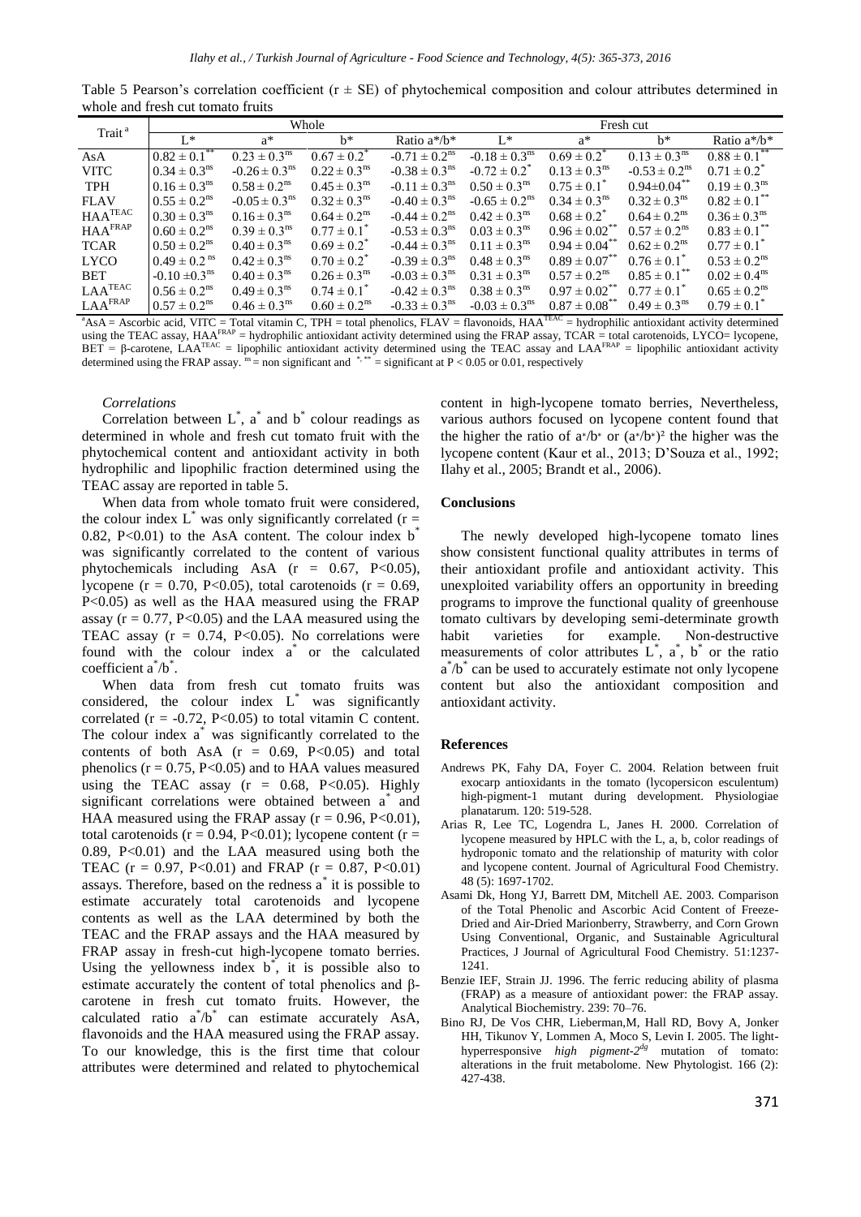Table 5 Pearson's correlation coefficient (r ± SE) of phytochemical composition and colour attributes determined in whole and fresh cut tomato fruits

| Trait [a] | Whole | | | | Fresh cut | | | |
|---|---|---|---|---|---|---|---|---|
| | L* | a* | b* | Ratio a*/b* | L* | a* | b* | Ratio a*/b* |
| AsA | $0.82 \pm 0.1^{**}$ | $0.23 \pm 0.3^{ns}$ | $0.67 \pm 0.2^{*}$ | $-0.71 \pm 0.2^{ns}$ | $-0.18 \pm 0.3^{ns}$ | $0.69 \pm 0.2^{*}$ | $0.13 \pm 0.3^{ns}$ | $0.88 \pm 0.1^{**}$ |
| VITC | $0.34 \pm 0.3^{ns}$ | $-0.26 \pm 0.3^{ns}$ | $0.22 \pm 0.3^{ns}$ | $-0.38 \pm 0.3^{ns}$ | $-0.72 \pm 0.2^{*}$ | $0.13 \pm 0.3^{ns}$ | $-0.53 \pm 0.2^{ns}$ | $0.71 \pm 0.2^{*}$ |
| TPH | $0.16 \pm 0.3^{ns}$ | $0.58 \pm 0.2^{ns}$ | $0.45 \pm 0.3^{ns}$ | $-0.11 \pm 0.3^{ns}$ | $0.50 \pm 0.3^{ns}$ | $0.75 \pm 0.1^{*}$ | $0.94 \pm 0.04^{**}$ | $0.19 \pm 0.3^{ns}$ |
| FLAV | $0.55 \pm 0.2^{ns}$ | $-0.05 \pm 0.3^{ns}$ | $0.32 \pm 0.3^{ns}$ | $-0.40 \pm 0.3^{ns}$ | $-0.65 \pm 0.2^{ns}$ | $0.34 \pm 0.3^{ns}$ | $0.32 \pm 0.3^{ns}$ | $0.82 \pm 0.1^{**}$ |
| $HAA^{TEAC}$ | $0.30 \pm 0.3^{ns}$ | $0.16 \pm 0.3^{ns}$ | $0.64 \pm 0.2^{ns}$ | $-0.44 \pm 0.2^{ns}$ | $0.42 \pm 0.3^{ns}$ | $0.68 \pm 0.2^{*}$ | $0.64 \pm 0.2^{ns}$ | $0.36 \pm 0.3^{ns}$ |
| $HAA^{FRAP}$ | $0.60 \pm 0.2^{ns}$ | $0.39 \pm 0.3^{ns}$ | $0.77 \pm 0.1^{*}$ | $-0.53 \pm 0.3^{ns}$ | $0.03 \pm 0.3^{ns}$ | $0.96 \pm 0.02^{**}$ | $0.57 \pm 0.2^{ns}$ | $0.83 \pm 0.1^{**}$ |
| TCAR | $0.50 \pm 0.2^{ns}$ | $0.40 \pm 0.3^{ns}$ | $0.69 \pm 0.2^{*}$ | $-0.44 \pm 0.3^{ns}$ | $0.11 \pm 0.3^{ns}$ | $0.94 \pm 0.04^{**}$ | $0.62 \pm 0.2^{ns}$ | $0.77 \pm 0.1^{*}$ |
| LYCO | $0.49 \pm 0.2^{ns}$ | $0.42 \pm 0.3^{ns}$ | $0.70 \pm 0.2^{*}$ | $-0.39 \pm 0.3^{ns}$ | $0.48 \pm 0.3^{ns}$ | $0.89 \pm 0.07^{**}$ | $0.76 \pm 0.1^{*}$ | $0.53 \pm 0.2^{ns}$ |
| BET | $-0.10 \pm 0.3^{ns}$ | $0.40 \pm 0.3^{ns}$ | $0.26 \pm 0.3^{ns}$ | $-0.03 \pm 0.3^{ns}$ | $0.31 \pm 0.3^{ns}$ | $0.57 \pm 0.2^{ns}$ | $0.85 \pm 0.1^{**}$ | $0.02 \pm 0.4^{ns}$ |
| $LAA^{TEAC}$ | $0.56 \pm 0.2^{ns}$ | $0.49 \pm 0.3^{ns}$ | $0.74 \pm 0.1^{*}$ | $-0.42 \pm 0.3^{ns}$ | $0.38 \pm 0.3^{ns}$ | $0.97 \pm 0.02^{**}$ | $0.77 \pm 0.1^{*}$ | $0.65 \pm 0.2^{ns}$ |
| $LAA^{FRAP}$ | $0.57 \pm 0.2^{ns}$ | $0.46 \pm 0.3^{ns}$ | $0.60 \pm 0.2^{ns}$ | $-0.33 \pm 0.3^{ns}$ | $-0.03 \pm 0.3^{ns}$ | $0.87 \pm 0.08^{**}$ | $0.49 \pm 0.3^{ns}$ | $0.79 \pm 0.1^{*}$ |

[a]AsA = Ascorbic acid, VITC = Total vitamin C, TPH = total phenolics, FLAV = flavonoids, $HAA^{TEAC}$ = hydrophilic antioxidant activity determined using the TEAC assay, $HAA^{FRAP}$ = hydrophilic antioxidant activity determined using the FRAP assay, TCAR = total carotenoids, LYCO= lycopene, BET = β-carotene, $LAA^{TEAC}$ = lipophilic antioxidant activity determined using the TEAC assay and $LAA^{FRAP}$ = lipophilic antioxidant activity determined using the FRAP assay. $^{ns}$ = non significant and $^{*, **}$ = significant at P < 0.05 or 0.01, respectively

### Correlations

Correlation between $L^*$, $a^*$ and $b^*$ colour readings as determined in whole and fresh cut tomato fruit with the phytochemical content and antioxidant activity in both hydrophilic and lipophilic fraction determined using the TEAC assay are reported in table 5.

When data from whole tomato fruit were considered, the colour index $L^*$ was only significantly correlated (r = 0.82, P<0.01) to the AsA content. The colour index $b^*$ was significantly correlated to the content of various phytochemicals including AsA (r = 0.67, P<0.05), lycopene (r = 0.70, P<0.05), total carotenoids (r = 0.69, P<0.05) as well as the HAA measured using the FRAP assay (r = 0.77, P<0.05) and the LAA measured using the TEAC assay (r = 0.74, P<0.05). No correlations were found with the colour index $a^*$ or the calculated coefficient $a^*/b^*$.

When data from fresh cut tomato fruits was considered, the colour index $L^*$ was significantly correlated (r = -0.72, P<0.05) to total vitamin C content. The colour index $a^*$ was significantly correlated to the contents of both AsA (r = 0.69, P<0.05) and total phenolics (r = 0.75, P<0.05) and to HAA values measured using the TEAC assay (r = 0.68, P<0.05). Highly significant correlations were obtained between $a^*$ and HAA measured using the FRAP assay (r = 0.96, P<0.01), total carotenoids (r = 0.94, P<0.01); lycopene content (r = 0.89, P<0.01) and the LAA measured using both the TEAC (r = 0.97, P<0.01) and FRAP (r = 0.87, P<0.01) assays. Therefore, based on the redness $a^*$ it is possible to estimate accurately total carotenoids and lycopene contents as well as the LAA determined by both the TEAC and the FRAP assays and the HAA measured by FRAP assay in fresh-cut high-lycopene tomato berries. Using the yellowness index $b^*$, it is possible also to estimate accurately the content of total phenolics and β-carotene in fresh cut tomato fruits. However, the calculated ratio $a^*/b^*$ can estimate accurately AsA, flavonoids and the HAA measured using the FRAP assay. To our knowledge, this is the first time that colour attributes were determined and related to phytochemical content in high-lycopene tomato berries, Nevertheless, various authors focused on lycopene content found that the higher the ratio of $a^*/b^*$ or $(a^*/b^*)^2$ the higher was the lycopene content (Kaur et al., 2013; D'Souza et al., 1992; Ilahy et al., 2005; Brandt et al., 2006).

## Conclusions

The newly developed high-lycopene tomato lines show consistent functional quality attributes in terms of their antioxidant profile and antioxidant activity. This unexploited variability offers an opportunity in breeding programs to improve the functional quality of greenhouse tomato cultivars by developing semi-determinate growth habit varieties for example. Non-destructive measurements of color attributes $L^*$, $a^*$, $b^*$ or the ratio $a^*/b^*$ can be used to accurately estimate not only lycopene content but also the antioxidant composition and antioxidant activity.

## References

- Andrews PK, Fahy DA, Foyer C. 2004. Relation between fruit exocarp antioxidants in the tomato (lycopersicon esculentum) high-pigment-1 mutant during development. Physiologiae planatarum. 120: 519-528.
- Arias R, Lee TC, Logendra L, Janes H. 2000. Correlation of lycopene measured by HPLC with the L, a, b, color readings of hydroponic tomato and the relationship of maturity with color and lycopene content. Journal of Agricultural Food Chemistry. 48 (5): 1697-1702.
- Asami Dk, Hong YJ, Barrett DM, Mitchell AE. 2003. Comparison of the Total Phenolic and Ascorbic Acid Content of Freeze-Dried and Air-Dried Marionberry, Strawberry, and Corn Grown Using Conventional, Organic, and Sustainable Agricultural Practices, J Journal of Agricultural Food Chemistry. 51:1237-1241.
- Benzie IEF, Strain JJ. 1996. The ferric reducing ability of plasma (FRAP) as a measure of antioxidant power: the FRAP assay. Analytical Biochemistry. 239: 70–76.
- Bino RJ, De Vos CHR, Lieberman,M, Hall RD, Bovy A, Jonker HH, Tikunov Y, Lommen A, Moco S, Levin I. 2005. The light-hyperresponsive *high pigment-2[dg]* mutation of tomato: alterations in the fruit metabolome. New Phytologist. 166 (2): 427-438.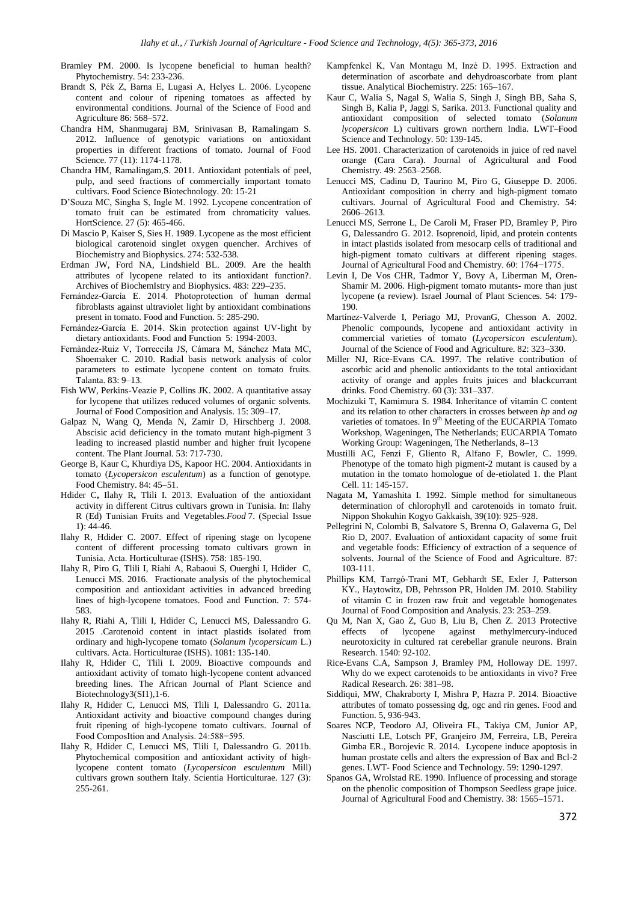Bramley PM. 2000. Is lycopene beneficial to human health? Phytochemistry. 54: 233-236.

Brandt S, Pék Z, Barna E, Lugasi A, Helyes L. 2006. Lycopene content and colour of ripening tomatoes as affected by environmental conditions. Journal of the Science of Food and Agriculture 86: 568–572.

Chandra HM, Shanmugaraj BM, Srinivasan B, Ramalingam S. 2012. Influence of genotypic variations on antioxidant properties in different fractions of tomato. Journal of Food Science. 77 (11): 1174-1178.

Chandra HM, Ramalingam,S. 2011. Antioxidant potentials of peel, pulp, and seed fractions of commercially important tomato cultivars. Food Science Biotechnology. 20: 15-21

D'Souza MC, Singha S, Ingle M. 1992. Lycopene concentration of tomato fruit can be estimated from chromaticity values. HortScience. 27 (5): 465-466.

Di Mascio P, Kaiser S, Sies H. 1989. Lycopene as the most efficient biological carotenoid singlet oxygen quencher. Archives of Biochemistry and Biophysics. 274: 532-538.

Erdman JW, Ford NA, Lindshield BL. 2009. Are the health attributes of lycopene related to its antioxidant function?. Archives of BiochemIstry and Biophysics. 483: 229–235.

Fernández-García E. 2014. Photoprotection of human dermal fibroblasts against ultraviolet light by antioxidant combinations present in tomato. Food and Function. 5: 285-290.

Fernández-García E. 2014. Skin protection against UV-light by dietary antioxidants. Food and Function 5: 1994-2003.

Fernàndez-Ruiz V, Torreccila JS, Cámara M, Sánchez Mata MC, Shoemaker C. 2010. Radial basis network analysis of color parameters to estimate lycopene content on tomato fruits. Talanta. 83: 9–13.

Fish WW, Perkins-Veazie P, Collins JK. 2002. A quantitative assay for lycopene that utilizes reduced volumes of organic solvents. Journal of Food Composition and Analysis. 15: 309–17.

Galpaz N, Wang Q, Menda N, Zamir D, Hirschberg J. 2008. Abscisic acid deficiency in the tomato mutant high-pigment 3 leading to increased plastid number and higher fruit lycopene content. The Plant Journal. 53: 717-730.

George B, Kaur C, Khurdiya DS, Kapoor HC. 2004. Antioxidants in tomato (*Lycopersicon esculentum*) as a function of genotype. Food Chemistry. 84: 45–51.

Hdider C**,** Ilahy R**,** Tlili I. 2013. Evaluation of the antioxidant activity in different Citrus cultivars grown in Tunisia. In: Ilahy R (Ed) Tunisian Fruits and Vegetables.*Food* 7. (Special Issue 1**)**: 44-46.

Ilahy R, Hdider C. 2007. Effect of ripening stage on lycopene content of different processing tomato cultivars grown in Tunisia. Acta. Horticulturae (ISHS). 758: 185-190.

Ilahy R, Piro G, Tlili I, Riahi A, Rabaoui S, Ouerghi I, Hdider C, Lenucci MS. 2016. Fractionate analysis of the phytochemical composition and antioxidant activities in advanced breeding lines of high-lycopene tomatoes. Food and Function. 7: 574-583.

Ilahy R, Riahi A, Tlili I, Hdider C, Lenucci MS, Dalessandro G. 2015 .Carotenoid content in intact plastids isolated from ordinary and high-lycopene tomato (*Solanum lycopersicum* L.) cultivars. Acta. Horticulturae (ISHS). 1081: 135-140.

Ilahy R, Hdider C, Tlili I. 2009. Bioactive compounds and antioxidant activity of tomato high-lycopene content advanced breeding lines. The African Journal of Plant Science and Biotechnology3(SI1),1-6.

Ilahy R, Hdider C, Lenucci MS, Tlili I, Dalessandro G. 2011a. Antioxidant activity and bioactive compound changes during fruit ripening of high-lycopene tomato cultivars. Journal of Food ComposItion and Analysis. 24:588−595.

Ilahy R, Hdider C, Lenucci MS, Tlili I, Dalessandro G. 2011b. Phytochemical composition and antioxidant activity of high-lycopene content tomato (*Lycopersicon esculentum* Mill) cultivars grown southern Italy. Scientia Horticulturae. 127 (3): 255-261.

Kampfenkel K, Van Montagu M, Inzè D. 1995. Extraction and determination of ascorbate and dehydroascorbate from plant tissue. Analytical Biochemistry. 225: 165–167.

Kaur C, Walia S, Nagal S, Walia S, Singh J, Singh BB, Saha S, Singh B, Kalia P, Jaggi S, Sarika. 2013. Functional quality and antioxidant composition of selected tomato (*Solanum lycopersicon* L) cultivars grown northern India. LWT–Food Science and Technology. 50: 139-145.

Lee HS. 2001. Characterization of carotenoids in juice of red navel orange (Cara Cara). Journal of Agricultural and Food Chemistry. 49: 2563–2568.

Lenucci MS, Cadinu D, Taurino M, Piro G, Giuseppe D. 2006. Antioxidant composition in cherry and high-pigment tomato cultivars. Journal of Agricultural Food and Chemistry. 54: 2606–2613.

Lenucci MS, Serrone L, De Caroli M, Fraser PD, Bramley P, Piro G, Dalessandro G. 2012. Isoprenoid, lipid, and protein contents in intact plastids isolated from mesocarp cells of traditional and high-pigment tomato cultivars at different ripening stages. Journal of Agricultural Food and Chemistry. 60: 1764−1775.

Levin I, De Vos CHR, Tadmor Y, Bovy A, Liberman M, Oren-Shamir M. 2006. High-pigment tomato mutants- more than just lycopene (a review). Israel Journal of Plant Sciences. 54: 179-190.

Martínez-Valverde I, Periago MJ, ProvanG, Chesson A. 2002. Phenolic compounds, lycopene and antioxidant activity in commercial varieties of tomato (*Lycopersicon esculentum*). Journal of the Science of Food and Agriculture. 82: 323–330.

Miller NJ, Rice-Evans CA. 1997. The relative contribution of ascorbic acid and phenolic antioxidants to the total antioxidant activity of orange and apples fruits juices and blackcurrant drinks. Food Chemistry. 60 (3): 331–337.

Mochizuki T, Kamimura S. 1984. Inheritance of vitamin C content and its relation to other characters in crosses between *hp* and *og* varieties of tomatoes. In 9th Meeting of the EUCARPIA Tomato Workshop, Wageningen, The Netherlands; EUCARPIA Tomato Working Group: Wageningen, The Netherlands, 8–13

Mustilli AC, Fenzi F, Gliento R, Alfano F, Bowler, C. 1999. Phenotype of the tomato high pigment-2 mutant is caused by a mutation in the tomato homologue of de-etiolated 1. the Plant Cell. 11: 145-157.

Nagata M, Yamashita I. 1992. Simple method for simultaneous determination of chlorophyll and carotenoids in tomato fruit. Nippon Shokuhin Kogyo Gakkaish, 39(10): 925–928.

Pellegrini N, Colombi B, Salvatore S, Brenna O, Galaverna G, Del Rio D, 2007. Evaluation of antioxidant capacity of some fruit and vegetable foods: Efficiency of extraction of a sequence of solvents. Journal of the Science of Food and Agriculture. 87: 103-111.

Phillips KM, Tarrgó-Trani MT, Gebhardt SE, Exler J, Patterson KY., Haytowitz, DB, Pehrsson PR, Holden JM. 2010. Stability of vitamin C in frozen raw fruit and vegetable homogenates Journal of Food Composition and Analysis. 23: 253–259.

Qu M, Nan X, Gao Z, Guo B, Liu B, Chen Z. 2013 Protective effects of lycopene against methylmercury-induced neurotoxicity in cultured rat cerebellar granule neurons. Brain Research. 1540: 92-102.

Rice-Evans C.A, Sampson J, Bramley PM, Holloway DE. 1997. Why do we expect carotenoids to be antioxidants in vivo? Free Radical Research. 26: 381–98.

Siddiqui, MW, Chakraborty I, Mishra P, Hazra P. 2014. Bioactive attributes of tomato possessing dg, ogc and rin genes. Food and Function. 5, 936-943.

Soares NCP, Teodoro AJ, Oliveira FL, Takiya CM, Junior AP, Nasciutti LE, Lotsch PF, Granjeiro JM, Ferreira, LB, Pereira Gimba ER., Borojevic R. 2014. Lycopene induce apoptosis in human prostate cells and alters the expression of Bax and Bcl-2 genes. LWT- Food Science and Technology. 59: 1290-1297.

Spanos GA, Wrolstad RE. 1990. Influence of processing and storage on the phenolic composition of Thompson Seedless grape juice. Journal of Agricultural Food and Chemistry. 38: 1565–1571.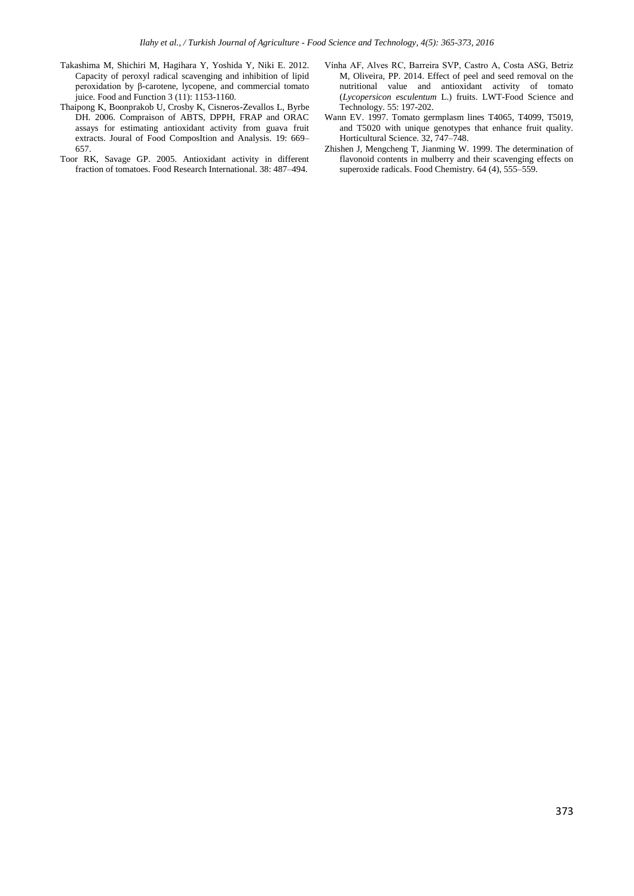Takashima M, Shichiri M, Hagihara Y, Yoshida Y, Niki E. 2012. Capacity of peroxyl radical scavenging and inhibition of lipid peroxidation by β-carotene, lycopene, and commercial tomato juice. Food and Function 3 (11): 1153-1160.

Thaipong K, Boonprakob U, Crosby K, Cisneros-Zevallos L, Byrbe DH. 2006. Compraison of ABTS, DPPH, FRAP and ORAC assays for estimating antioxidant activity from guava fruit extracts. Joural of Food ComposItion and Analysis. 19: 669–657.

Toor RK, Savage GP. 2005. Antioxidant activity in different fraction of tomatoes. Food Research International. 38: 487–494.

Vínha AF, Alves RC, Barreira SVP, Castro A, Costa ASG, Betriz M, Oliveira, PP. 2014. Effect of peel and seed removal on the nutritional value and antioxidant activity of tomato (*Lycopersicon esculentum* L.) fruits. LWT-Food Science and Technology. 55: 197-202.

Wann EV. 1997. Tomato germplasm lines T4065, T4099, T5019, and T5020 with unique genotypes that enhance fruit quality. Horticultural Science. 32, 747–748.

Zhishen J, Mengcheng T, Jianming W. 1999. The determination of flavonoid contents in mulberry and their scavenging effects on superoxide radicals. Food Chemistry. 64 (4), 555–559.